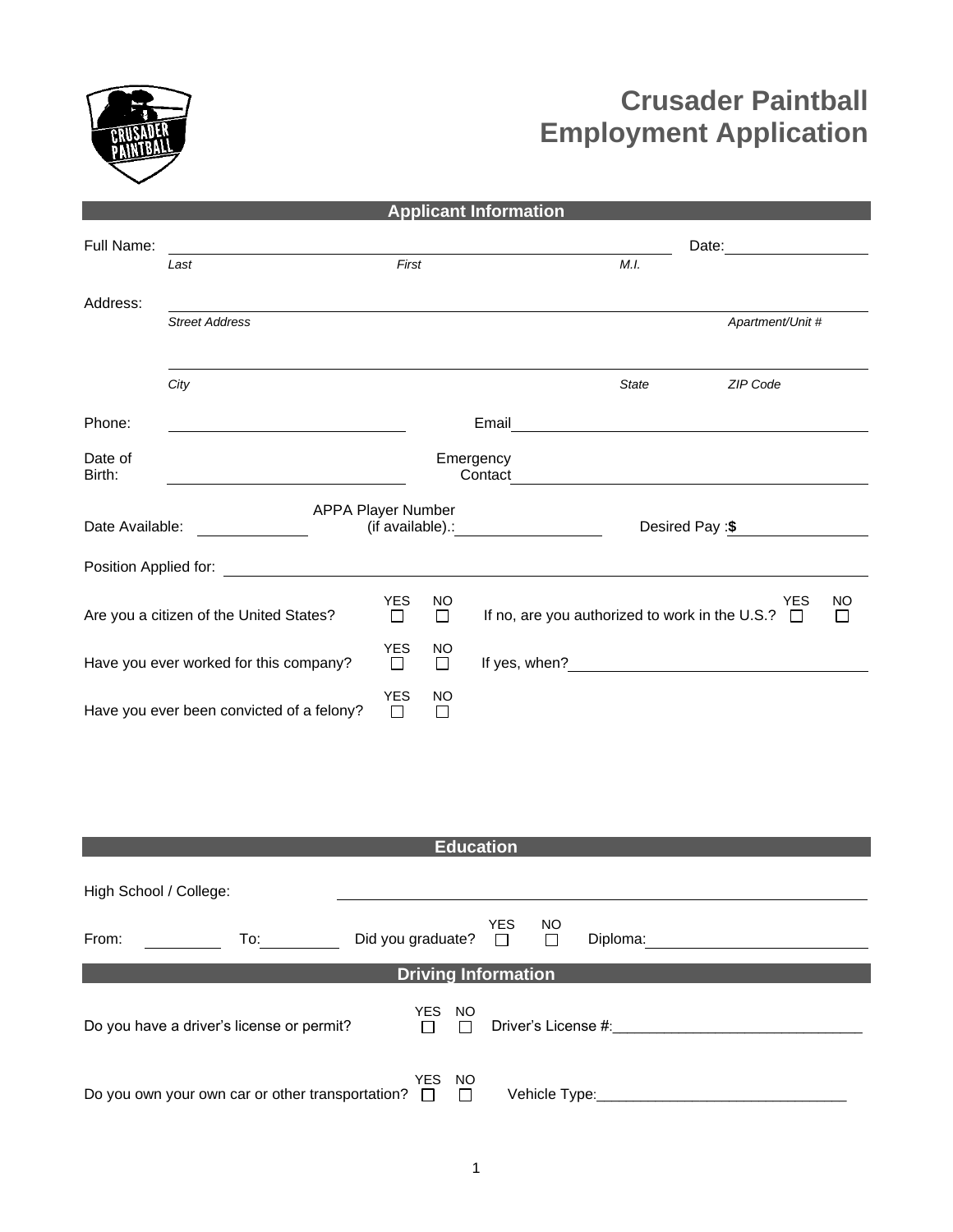# Crusader Paintball Employment Application

## Applicant Information

Full Name: ______________________________ Date: __________

*Last* *First* *M.I.*

Address: ______________________________

*Street Address* *Apartment/Unit #*

______________________________

*City* *State* *ZIP Code*

Phone: ______________ Email ______________

Date of Birth: ______________ Emergency Contact ______________

Date Available: __________ APPA Player Number (if available).: __________ Desired Pay :**$** __________

Position Applied for: ______________________________

Are you a citizen of the United States? YES ☐ NO ☐ If no, are you authorized to work in the U.S.? YES ☐ NO ☐

Have you ever worked for this company? YES ☐ NO ☐ If yes, when? ______________

Have you ever been convicted of a felony? YES ☐ NO ☐

## Education

High School / College: ______________________________

From: __________ To: __________ Did you graduate? YES ☐ NO ☐ Diploma: ______________

## Driving Information

Do you have a driver's license or permit? YES ☐ NO ☐ Driver's License #:______________________________

Do you own your own car or other transportation? YES ☐ NO ☐ Vehicle Type:______________________________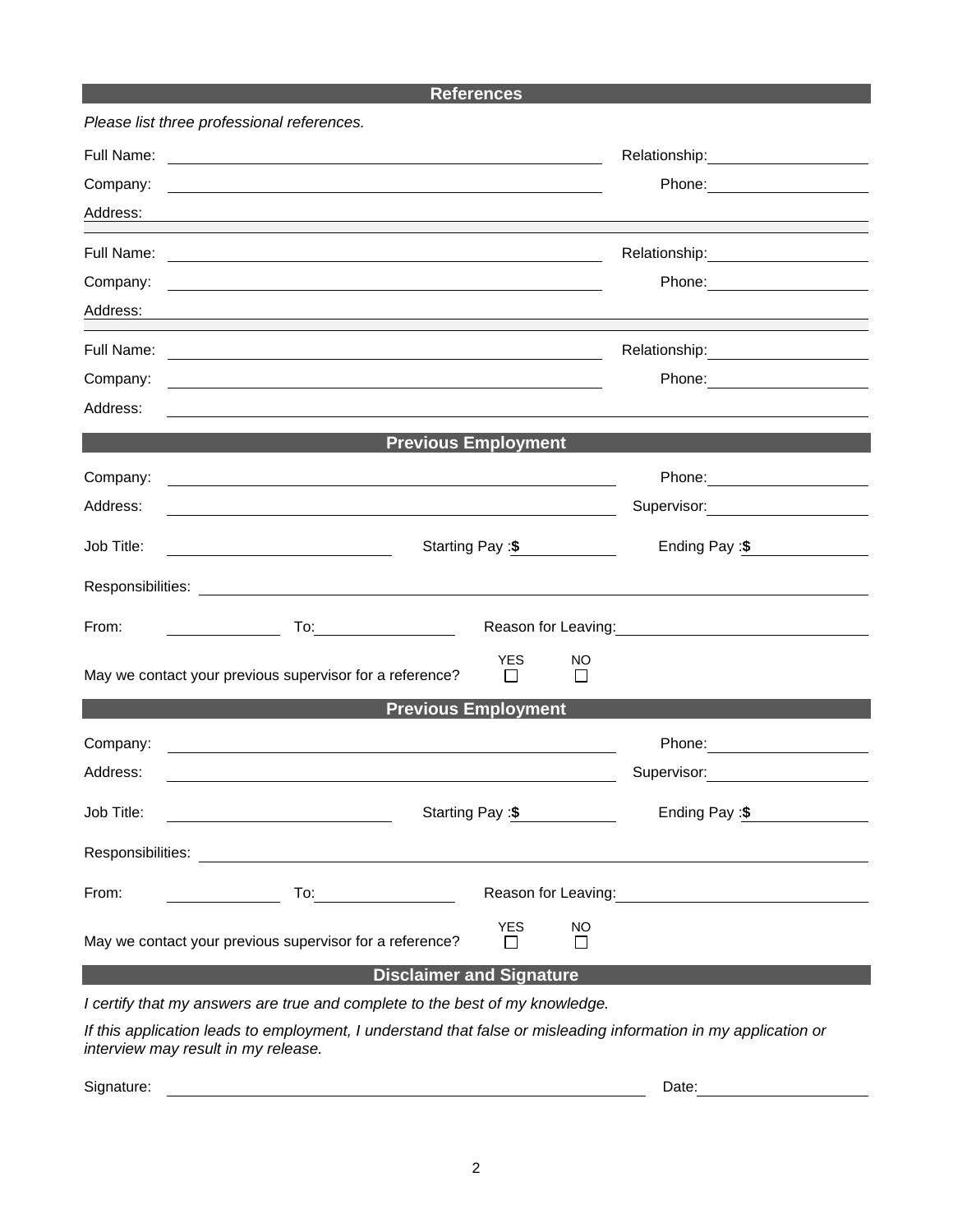## References

*Please list three professional references.*

Full Name: ______________________ Relationship: ______________

Company: ______________________ Phone: ______________

Address: ______________________________________________

Full Name: ______________________ Relationship: ______________

Company: ______________________ Phone: ______________

Address: ______________________________________________

Full Name: ______________________ Relationship: ______________

Company: ______________________ Phone: ______________

Address: ______________________________________________

## Previous Employment

Company: ______________________ Phone: ______________

Address: ______________________ Supervisor: ______________

Job Title: ______________ Starting Pay :**$** ________ Ending Pay :**$** ________

Responsibilities: ______________________________________________

From: ________ To: ________ Reason for Leaving: ______________

May we contact your previous supervisor for a reference? YES ☐ NO ☐

## Previous Employment

Company: ______________________ Phone: ______________

Address: ______________________ Supervisor: ______________

Job Title: ______________ Starting Pay :**$** ________ Ending Pay :**$** ________

Responsibilities: ______________________________________________

From: ________ To: ________ Reason for Leaving: ______________

May we contact your previous supervisor for a reference? YES ☐ NO ☐

## Disclaimer and Signature

*I certify that my answers are true and complete to the best of my knowledge.*

*If this application leads to employment, I understand that false or misleading information in my application or interview may result in my release.*

Signature: ______________________________ Date: ______________